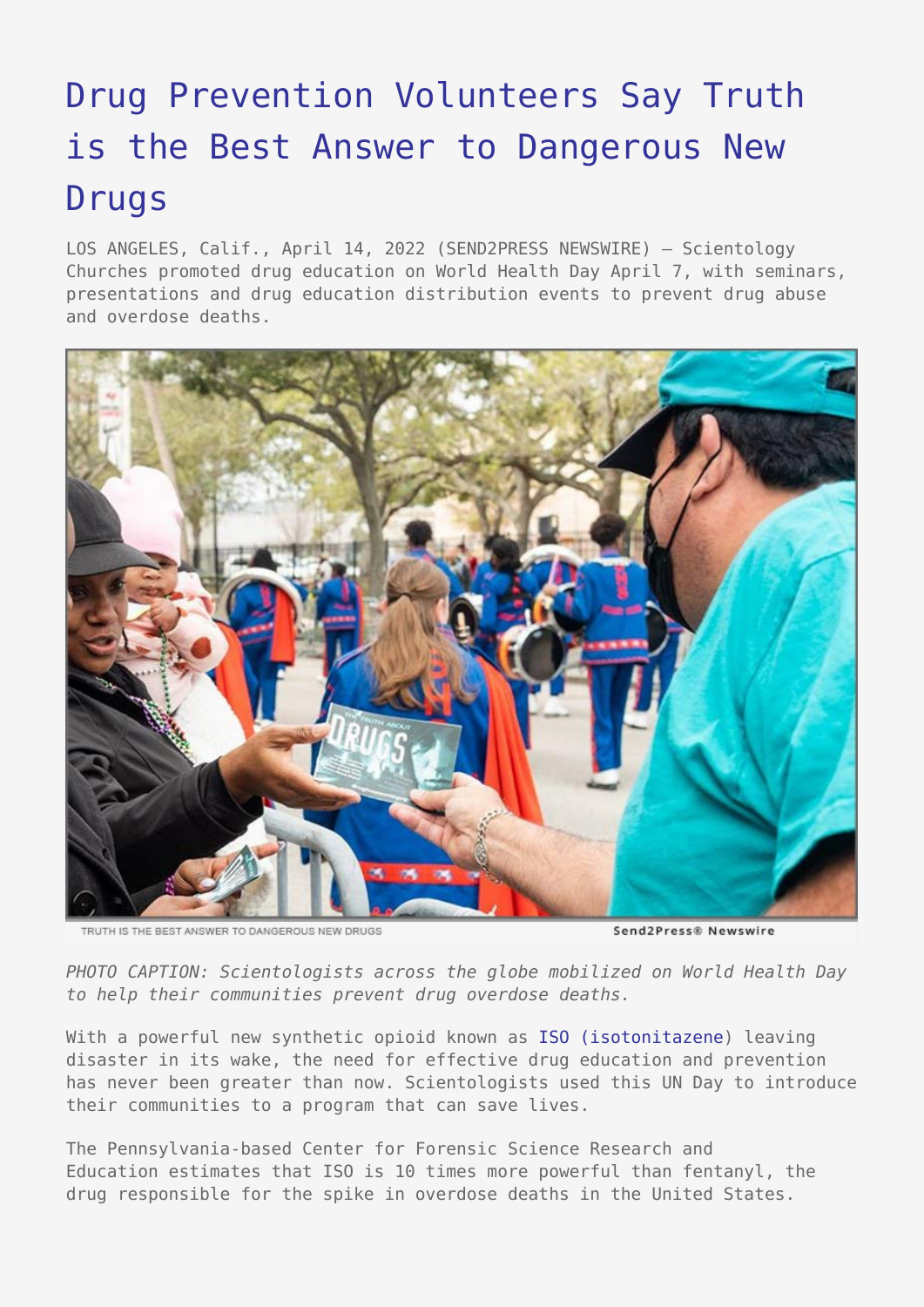# Drug Prevention Volunteers Say Truth is the Best Answer to Dangerous New Drugs

LOS ANGELES, Calif., April 14, 2022 (SEND2PRESS NEWSWIRE) — Scientology Churches promoted drug education on World Health Day April 7, with seminars, presentations and drug education distribution events to prevent drug abuse and overdose deaths.

TRUTH IS THE BEST ANSWER TO DANGEROUS NEW DRUGS Send2Press® Newswire

*PHOTO CAPTION: Scientologists across the globe mobilized on World Health Day to help their communities prevent drug overdose deaths.*

With a powerful new synthetic opioid known as ISO (isotonitazene) leaving disaster in its wake, the need for effective drug education and prevention has never been greater than now. Scientologists used this UN Day to introduce their communities to a program that can save lives.

The Pennsylvania-based Center for Forensic Science Research and Education estimates that ISO is 10 times more powerful than fentanyl, the drug responsible for the spike in overdose deaths in the United States.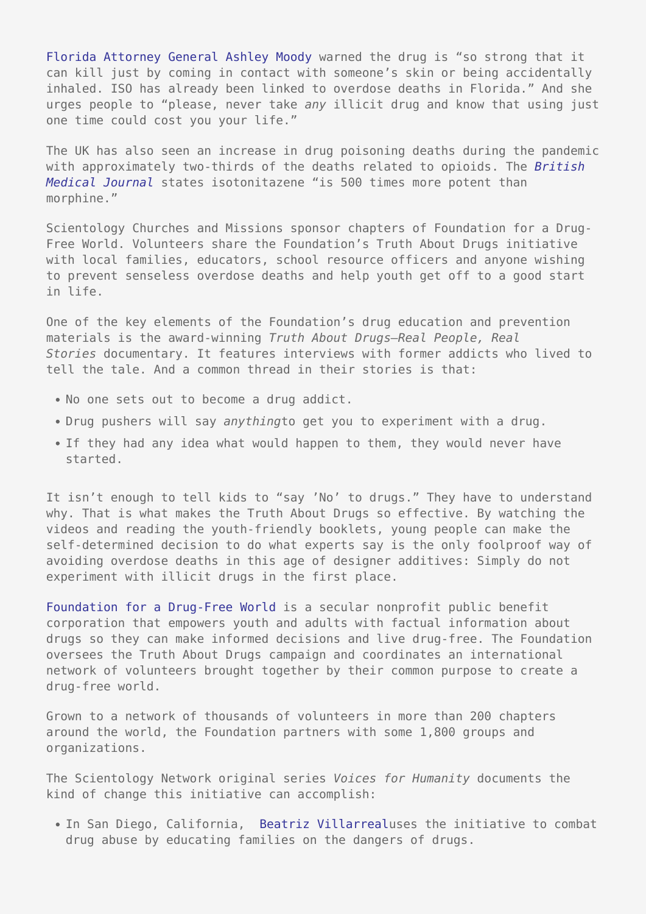Florida Attorney General Ashley Moody warned the drug is "so strong that it can kill just by coming in contact with someone's skin or being accidentally inhaled. ISO has already been linked to overdose deaths in Florida." And she urges people to "please, never take *any* illicit drug and know that using just one time could cost you your life."

The UK has also seen an increase in drug poisoning deaths during the pandemic with approximately two-thirds of the deaths related to opioids. The *British Medical Journal* states isotonitazene "is 500 times more potent than morphine."

Scientology Churches and Missions sponsor chapters of Foundation for a Drug-Free World. Volunteers share the Foundation's Truth About Drugs initiative with local families, educators, school resource officers and anyone wishing to prevent senseless overdose deaths and help youth get off to a good start in life.

One of the key elements of the Foundation's drug education and prevention materials is the award-winning *Truth About Drugs—Real People, Real Stories* documentary. It features interviews with former addicts who lived to tell the tale. And a common thread in their stories is that:

- No one sets out to become a drug addict.
- Drug pushers will say *anything*to get you to experiment with a drug.
- If they had any idea what would happen to them, they would never have started.

It isn't enough to tell kids to "say 'No' to drugs." They have to understand why. That is what makes the Truth About Drugs so effective. By watching the videos and reading the youth-friendly booklets, young people can make the self-determined decision to do what experts say is the only foolproof way of avoiding overdose deaths in this age of designer additives: Simply do not experiment with illicit drugs in the first place.

Foundation for a Drug-Free World is a secular nonprofit public benefit corporation that empowers youth and adults with factual information about drugs so they can make informed decisions and live drug-free. The Foundation oversees the Truth About Drugs campaign and coordinates an international network of volunteers brought together by their common purpose to create a drug-free world.

Grown to a network of thousands of volunteers in more than 200 chapters around the world, the Foundation partners with some 1,800 groups and organizations.

The Scientology Network original series *Voices for Humanity* documents the kind of change this initiative can accomplish:

- In San Diego, California, Beatriz Villarrealuses the initiative to combat drug abuse by educating families on the dangers of drugs.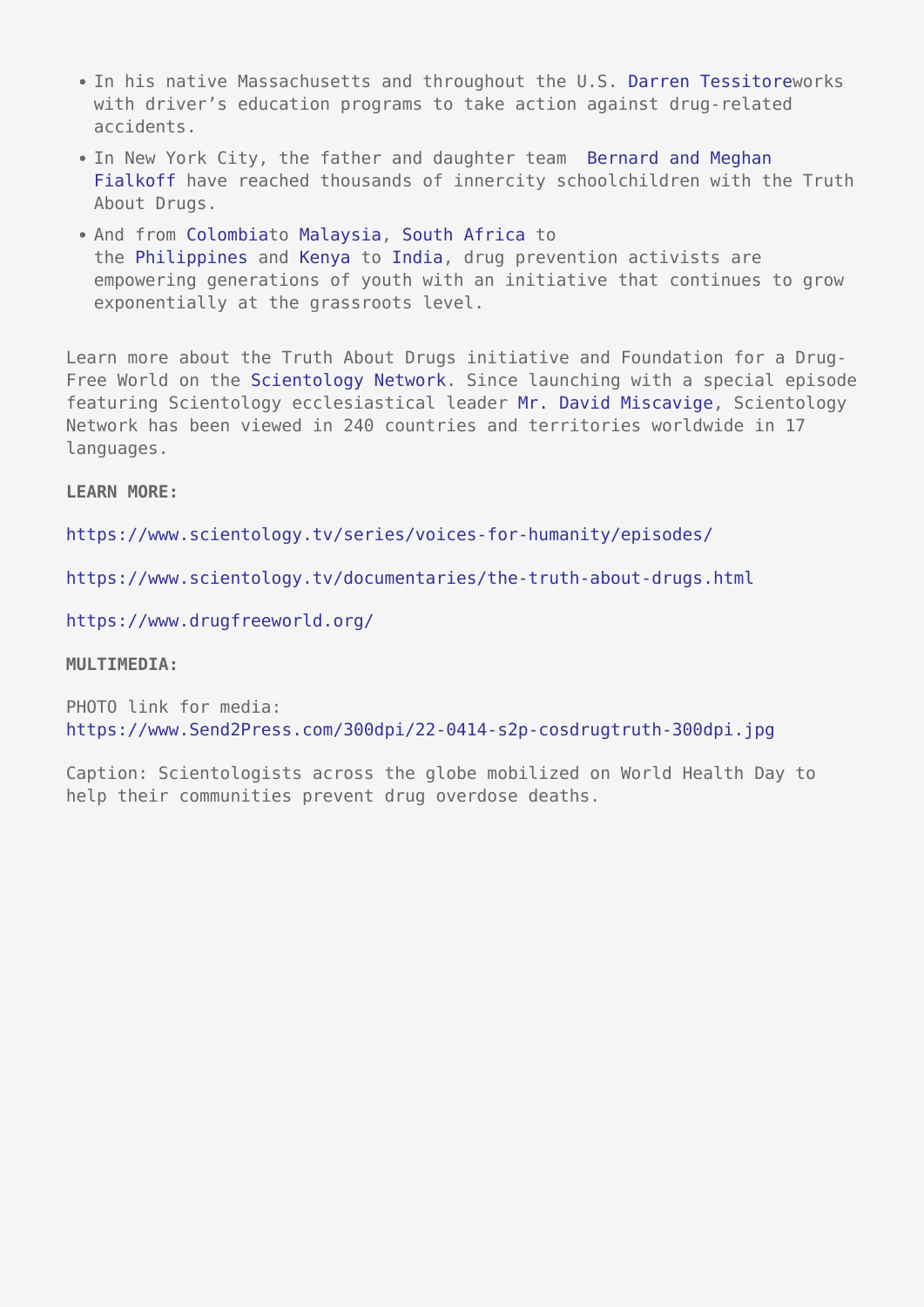- In his native Massachusetts and throughout the U.S. Darren Tessitoreworks with driver's education programs to take action against drug-related accidents.
- In New York City, the father and daughter team Bernard and Meghan Fialkoff have reached thousands of innercity schoolchildren with the Truth About Drugs.
- And from Colombiato Malaysia, South Africa to the Philippines and Kenya to India, drug prevention activists are empowering generations of youth with an initiative that continues to grow exponentially at the grassroots level.

Learn more about the Truth About Drugs initiative and Foundation for a Drug-Free World on the Scientology Network. Since launching with a special episode featuring Scientology ecclesiastical leader Mr. David Miscavige, Scientology Network has been viewed in 240 countries and territories worldwide in 17 languages.

**LEARN MORE:**

https://www.scientology.tv/series/voices-for-humanity/episodes/

https://www.scientology.tv/documentaries/the-truth-about-drugs.html

https://www.drugfreeworld.org/

**MULTIMEDIA:**

PHOTO link for media: https://www.Send2Press.com/300dpi/22-0414-s2p-cosdrugtruth-300dpi.jpg

Caption: Scientologists across the globe mobilized on World Health Day to help their communities prevent drug overdose deaths.